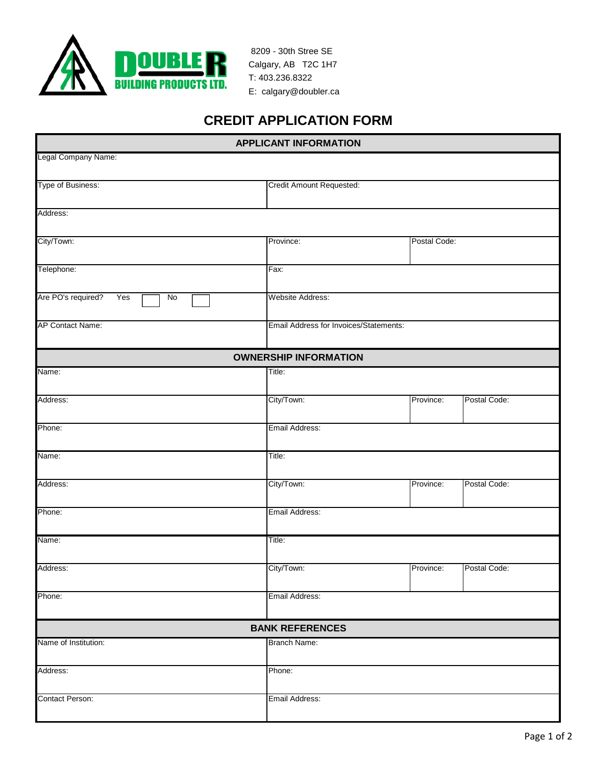DOUBLE R BUILDING PRODUCTS LTD.

8209 - 30th Stree SE
Calgary, AB T2C 1H7
T: 403.236.8322
E: calgary@doubler.ca

# CREDIT APPLICATION FORM

## APPLICANT INFORMATION

| | | | |
|---|---|---|---|
| Legal Company Name: | | | |
| Type of Business: | Credit Amount Requested: | | |
| Address: | | | |
| City/Town: | Province: | Postal Code: | |
| Telephone: | Fax: | | |
| Are PO's required? Yes ☐ No ☐ | Website Address: | | |
| AP Contact Name: | Email Address for Invoices/Statements: | | |

## OWNERSHIP INFORMATION

| | | | |
|---|---|---|---|
| Name: | Title: | | |
| Address: | City/Town: | Province: | Postal Code: |
| Phone: | Email Address: | | |
| Name: | Title: | | |
| Address: | City/Town: | Province: | Postal Code: |
| Phone: | Email Address: | | |
| Name: | Title: | | |
| Address: | City/Town: | Province: | Postal Code: |
| Phone: | Email Address: | | |

## BANK REFERENCES

| | |
|---|---|
| Name of Institution: | Branch Name: |
| Address: | Phone: |
| Contact Person: | Email Address: |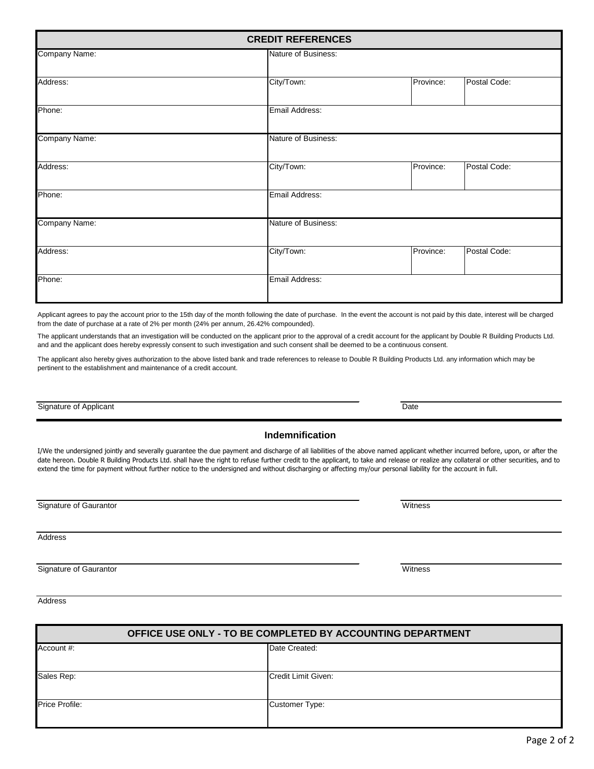## CREDIT REFERENCES

| | | | |
|---|---|---|---|
| Company Name: | Nature of Business: | | |
| Address: | City/Town: | Province: | Postal Code: |
| Phone: | Email Address: | | |
| Company Name: | Nature of Business: | | |
| Address: | City/Town: | Province: | Postal Code: |
| Phone: | Email Address: | | |
| Company Name: | Nature of Business: | | |
| Address: | City/Town: | Province: | Postal Code: |
| Phone: | Email Address: | | |

Applicant agrees to pay the account prior to the 15th day of the month following the date of purchase. In the event the account is not paid by this date, interest will be charged from the date of purchase at a rate of 2% per month (24% per annum, 26.42% compounded).

The applicant understands that an investigation will be conducted on the applicant prior to the approval of a credit account for the applicant by Double R Building Products Ltd. and and the applicant does hereby expressly consent to such investigation and such consent shall be deemed to be a continuous consent.

The applicant also hereby gives authorization to the above listed bank and trade references to release to Double R Building Products Ltd. any information which may be pertinent to the establishment and maintenance of a credit account.

Signature of Applicant

Date

## Indemnification

I/We the undersigned jointly and severally guarantee the due payment and discharge of all liabilities of the above named applicant whether incurred before, upon, or after the date hereon. Double R Building Products Ltd. shall have the right to refuse further credit to the applicant, to take and release or realize any collateral or other securities, and to extend the time for payment without further notice to the undersigned and without discharging or affecting my/our personal liability for the account in full.

Signature of Gaurantor

Witness

Address

Signature of Gaurantor

Witness

Address

## OFFICE USE ONLY - TO BE COMPLETED BY ACCOUNTING DEPARTMENT

| | |
|---|---|
| Account #: | Date Created: |
| Sales Rep: | Credit Limit Given: |
| Price Profile: | Customer Type: |